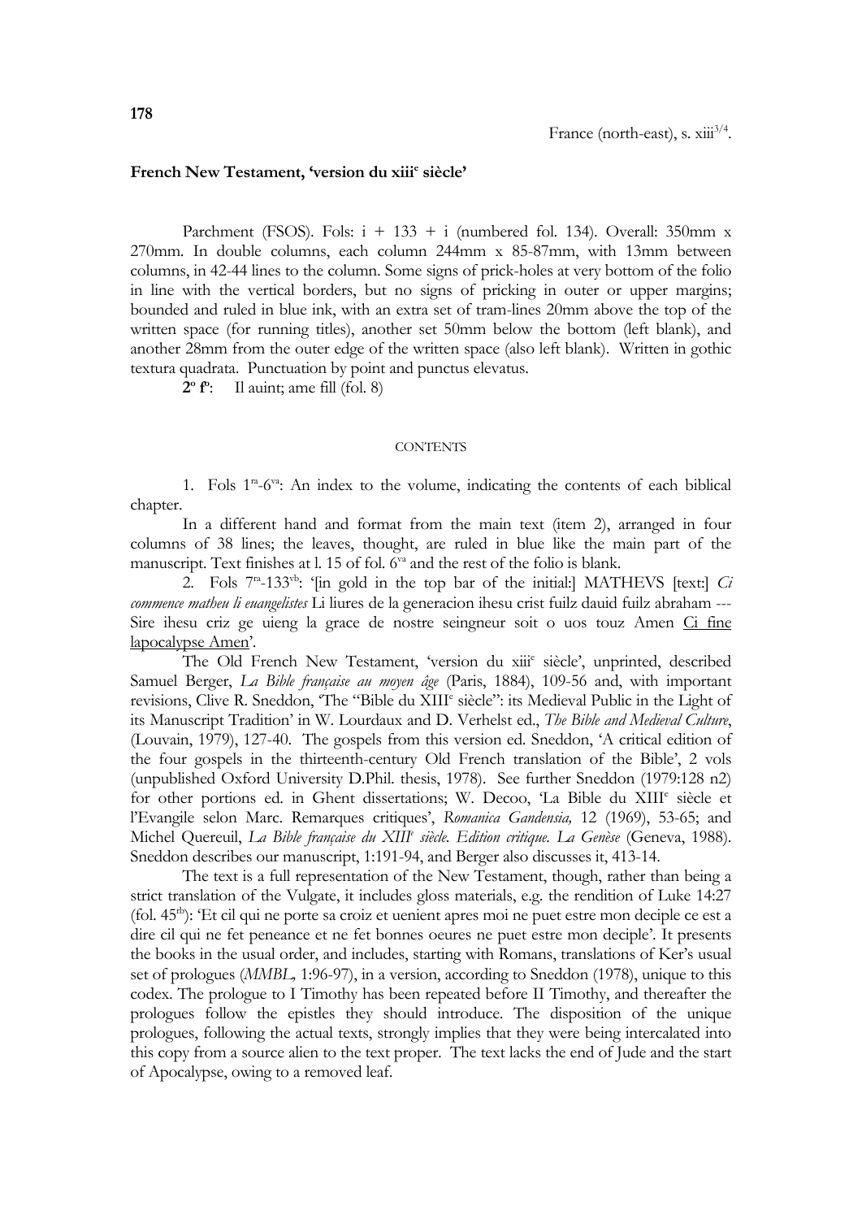France (north-east), s. xiii$^{3/4}$.

**French New Testament, 'version du xiii$^{e}$ siècle'**

Parchment (FSOS). Fols: i + 133 + i (numbered fol. 134). Overall: 350mm x 270mm. In double columns, each column 244mm x 85-87mm, with 13mm between columns, in 42-44 lines to the column. Some signs of prick-holes at very bottom of the folio in line with the vertical borders, but no signs of pricking in outer or upper margins; bounded and ruled in blue ink, with an extra set of tram-lines 20mm above the top of the written space (for running titles), another set 50mm below the bottom (left blank), and another 28mm from the outer edge of the written space (also left blank). Written in gothic textura quadrata. Punctuation by point and punctus elevatus.

**2$^{o}$ f$^{o}$**: Il auint; ame fill (fol. 8)

CONTENTS

1. Fols 1$^{ra}$-6$^{va}$: An index to the volume, indicating the contents of each biblical chapter.

In a different hand and format from the main text (item 2), arranged in four columns of 38 lines; the leaves, thought, are ruled in blue like the main part of the manuscript. Text finishes at l. 15 of fol. 6$^{va}$ and the rest of the folio is blank.

2. Fols 7$^{ra}$-133$^{vb}$: '[in gold in the top bar of the initial:] MATHEVS [text:] *Ci commence matheu li euangelistes* Li liures de la generacion ihesu crist fuilz dauid fuilz abraham --- Sire ihesu criz ge uieng la grace de nostre seingneur soit o uos touz Amen <u>Ci fine lapocalypse Amen</u>'.

The Old French New Testament, 'version du xiii$^{e}$ siècle', unprinted, described Samuel Berger, *La Bible française au moyen âge* (Paris, 1884), 109-56 and, with important revisions, Clive R. Sneddon, 'The "Bible du XIII$^{e}$ siècle": its Medieval Public in the Light of its Manuscript Tradition' in W. Lourdaux and D. Verhelst ed., *The Bible and Medieval Culture*, (Louvain, 1979), 127-40. The gospels from this version ed. Sneddon, 'A critical edition of the four gospels in the thirteenth-century Old French translation of the Bible', 2 vols (unpublished Oxford University D.Phil. thesis, 1978). See further Sneddon (1979:128 n2) for other portions ed. in Ghent dissertations; W. Decoo, 'La Bible du XIII$^{e}$ siècle et l'Evangile selon Marc. Remarques critiques', *Romanica Gandensia,* 12 (1969), 53-65; and Michel Quereuil, *La Bible française du XIII$^{e}$ siècle. Edition critique. La Genèse* (Geneva, 1988). Sneddon describes our manuscript, 1:191-94, and Berger also discusses it, 413-14.

The text is a full representation of the New Testament, though, rather than being a strict translation of the Vulgate, it includes gloss materials, e.g. the rendition of Luke 14:27 (fol. 45$^{rb}$): 'Et cil qui ne porte sa croiz et uenient apres moi ne puet estre mon deciple ce est a dire cil qui ne fet peneance et ne fet bonnes oeures ne puet estre mon deciple'. It presents the books in the usual order, and includes, starting with Romans, translations of Ker's usual set of prologues (*MMBL*, 1:96-97), in a version, according to Sneddon (1978), unique to this codex. The prologue to I Timothy has been repeated before II Timothy, and thereafter the prologues follow the epistles they should introduce. The disposition of the unique prologues, following the actual texts, strongly implies that they were being intercalated into this copy from a source alien to the text proper. The text lacks the end of Jude and the start of Apocalypse, owing to a removed leaf.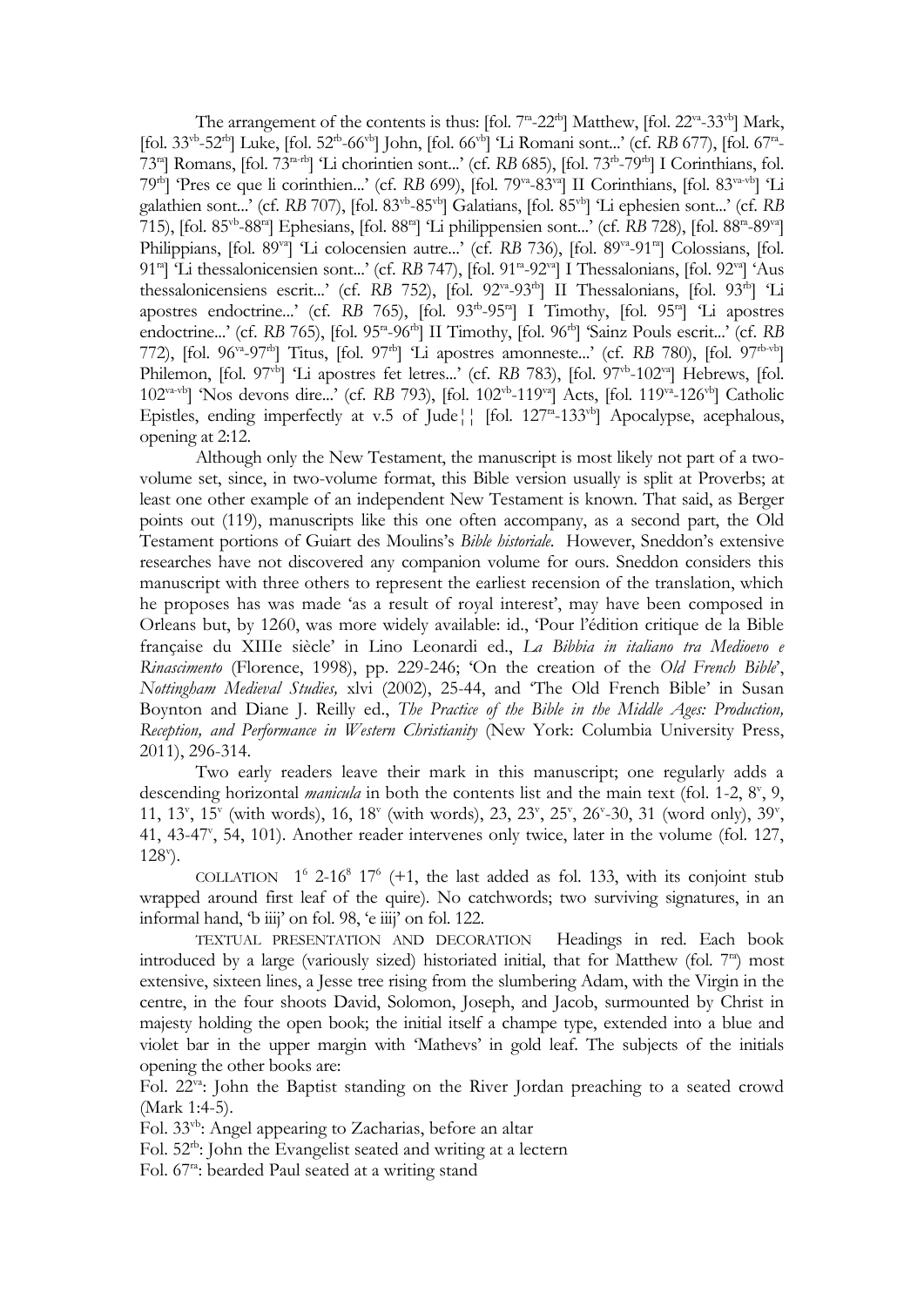The arrangement of the contents is thus: [fol. $7^{ra}$-$22^{rb}$] Matthew, [fol. $22^{va}$-$33^{vb}$] Mark, [fol. $33^{vb}$-$52^{rb}$] Luke, [fol. $52^{rb}$-$66^{vb}$] John, [fol. $66^{vb}$] 'Li Romani sont...' (cf. *RB* 677), [fol. $67^{ra}$-$73^{ra}$] Romans, [fol. $73^{ra-rb}$] 'Li chorintien sont...' (cf. *RB* 685), [fol. $73^{rb}$-$79^{rb}$] I Corinthians, fol. $79^{rb}$] 'Pres ce que li corinthien...' (cf. *RB* 699), [fol. $79^{va}$-$83^{va}$] II Corinthians, [fol. $83^{va-vb}$] 'Li galathien sont...' (cf. *RB* 707), [fol. $83^{vb}$-$85^{vb}$] Galatians, [fol. $85^{vb}$] 'Li ephesien sont...' (cf. *RB* 715), [fol. $85^{vb}$-$88^{ra}$] Ephesians, [fol. $88^{ra}$] 'Li philippensien sont...' (cf. *RB* 728), [fol. $88^{ra}$-$89^{va}$] Philippians, [fol. $89^{va}$] 'Li colocensien autre...' (cf. *RB* 736), [fol. $89^{va}$-$91^{ra}$] Colossians, [fol. $91^{ra}$] 'Li thessalonicensien sont...' (cf. *RB* 747), [fol. $91^{ra}$-$92^{va}$] I Thessalonians, [fol. $92^{va}$] 'Aus thessalonicensiens escrit...' (cf. *RB* 752), [fol. $92^{va}$-$93^{rb}$] II Thessalonians, [fol. $93^{rb}$] 'Li apostres endoctrine...' (cf. *RB* 765), [fol. $93^{rb}$-$95^{ra}$] I Timothy, [fol. $95^{ra}$] 'Li apostres endoctrine...' (cf. *RB* 765), [fol. $95^{ra}$-$96^{rb}$] II Timothy, [fol. $96^{rb}$] 'Sainz Pouls escrit...' (cf. *RB* 772), [fol. $96^{va}$-$97^{rb}$] Titus, [fol. $97^{rb}$] 'Li apostres amonneste...' (cf. *RB* 780), [fol. $97^{rb-vb}$] Philemon, [fol. $97^{vb}$] 'Li apostres fet letres...' (cf. *RB* 783), [fol. $97^{vb}$-$102^{va}$] Hebrews, [fol. $102^{va-vb}$] 'Nos devons dire...' (cf. *RB* 793), [fol. $102^{vb}$-$119^{va}$] Acts, [fol. $119^{va}$-$126^{vb}$] Catholic Epistles, ending imperfectly at v.5 of Jude¦¦ [fol. $127^{ra}$-$133^{vb}$] Apocalypse, acephalous, opening at 2:12.

Although only the New Testament, the manuscript is most likely not part of a two-volume set, since, in two-volume format, this Bible version usually is split at Proverbs; at least one other example of an independent New Testament is known. That said, as Berger points out (119), manuscripts like this one often accompany, as a second part, the Old Testament portions of Guiart des Moulins's *Bible historiale*. However, Sneddon's extensive researches have not discovered any companion volume for ours. Sneddon considers this manuscript with three others to represent the earliest recension of the translation, which he proposes has was made 'as a result of royal interest', may have been composed in Orleans but, by 1260, was more widely available: id., 'Pour l'édition critique de la Bible française du XIIIe siècle' in Lino Leonardi ed., *La Bibbia in italiano tra Medioevo e Rinascimento* (Florence, 1998), pp. 229-246; 'On the creation of the *Old French Bible*', *Nottingham Medieval Studies,* xlvi (2002), 25-44, and 'The Old French Bible' in Susan Boynton and Diane J. Reilly ed., *The Practice of the Bible in the Middle Ages: Production, Reception, and Performance in Western Christianity* (New York: Columbia University Press, 2011), 296-314.

Two early readers leave their mark in this manuscript; one regularly adds a descending horizontal *manicula* in both the contents list and the main text (fol. 1-2, $8^v$, 9, 11, $13^v$, $15^v$ (with words), 16, $18^v$ (with words), 23, $23^v$, $25^v$, $26^v$-30, 31 (word only), $39^v$, 41, 43-$47^v$, 54, 101). Another reader intervenes only twice, later in the volume (fol. 127, $128^v$).

COLLATION $1^6$ 2-$16^8$ $17^6$ (+1, the last added as fol. 133, with its conjoint stub wrapped around first leaf of the quire). No catchwords; two surviving signatures, in an informal hand, 'b iiij' on fol. 98, 'e iiij' on fol. 122.

TEXTUAL PRESENTATION AND DECORATION Headings in red. Each book introduced by a large (variously sized) historiated initial, that for Matthew (fol. $7^{ra}$) most extensive, sixteen lines, a Jesse tree rising from the slumbering Adam, with the Virgin in the centre, in the four shoots David, Solomon, Joseph, and Jacob, surmounted by Christ in majesty holding the open book; the initial itself a champe type, extended into a blue and violet bar in the upper margin with 'Mathevs' in gold leaf. The subjects of the initials opening the other books are:

Fol. $22^{va}$: John the Baptist standing on the River Jordan preaching to a seated crowd (Mark 1:4-5).

Fol. $33^{vb}$: Angel appearing to Zacharias, before an altar

Fol. $52^{rb}$: John the Evangelist seated and writing at a lectern

Fol. $67^{ra}$: bearded Paul seated at a writing stand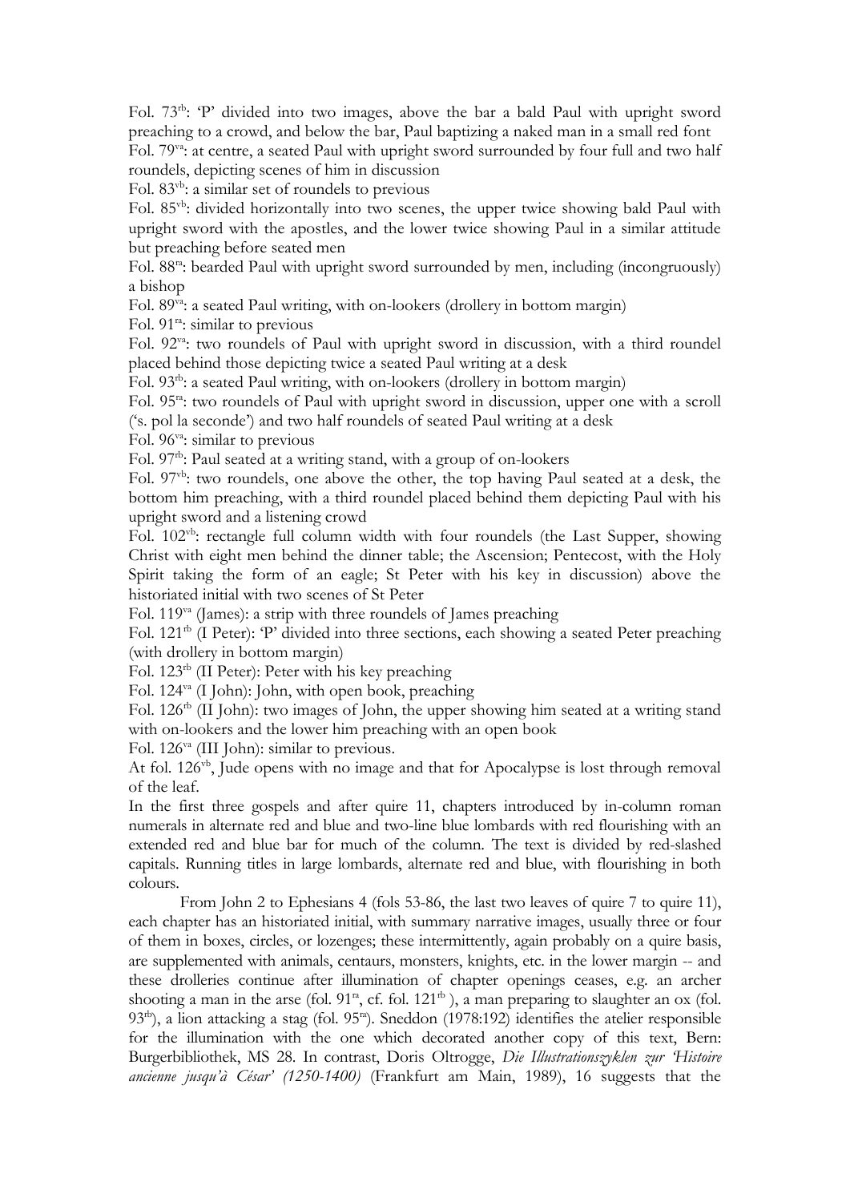Fol. 73[rb]: 'P' divided into two images, above the bar a bald Paul with upright sword preaching to a crowd, and below the bar, Paul baptizing a naked man in a small red font

Fol. 79[va]: at centre, a seated Paul with upright sword surrounded by four full and two half roundels, depicting scenes of him in discussion

Fol. 83[vb]: a similar set of roundels to previous

Fol. 85[vb]: divided horizontally into two scenes, the upper twice showing bald Paul with upright sword with the apostles, and the lower twice showing Paul in a similar attitude but preaching before seated men

Fol. 88[ra]: bearded Paul with upright sword surrounded by men, including (incongruously) a bishop

Fol. 89[va]: a seated Paul writing, with on-lookers (drollery in bottom margin)

Fol. 91[ra]: similar to previous

Fol. 92[va]: two roundels of Paul with upright sword in discussion, with a third roundel placed behind those depicting twice a seated Paul writing at a desk

Fol. 93[rb]: a seated Paul writing, with on-lookers (drollery in bottom margin)

Fol. 95[ra]: two roundels of Paul with upright sword in discussion, upper one with a scroll ('s. pol la seconde') and two half roundels of seated Paul writing at a desk

Fol. 96[va]: similar to previous

Fol. 97[rb]: Paul seated at a writing stand, with a group of on-lookers

Fol. 97[vb]: two roundels, one above the other, the top having Paul seated at a desk, the bottom him preaching, with a third roundel placed behind them depicting Paul with his upright sword and a listening crowd

Fol. 102[vb]: rectangle full column width with four roundels (the Last Supper, showing Christ with eight men behind the dinner table; the Ascension; Pentecost, with the Holy Spirit taking the form of an eagle; St Peter with his key in discussion) above the historiated initial with two scenes of St Peter

Fol. 119[va] (James): a strip with three roundels of James preaching

Fol. 121[rb] (I Peter): 'P' divided into three sections, each showing a seated Peter preaching (with drollery in bottom margin)

Fol. 123[rb] (II Peter): Peter with his key preaching

Fol. 124[va] (I John): John, with open book, preaching

Fol. 126[rb] (II John): two images of John, the upper showing him seated at a writing stand with on-lookers and the lower him preaching with an open book

Fol. 126[va] (III John): similar to previous.

At fol. 126[vb], Jude opens with no image and that for Apocalypse is lost through removal of the leaf.

In the first three gospels and after quire 11, chapters introduced by in-column roman numerals in alternate red and blue and two-line blue lombards with red flourishing with an extended red and blue bar for much of the column. The text is divided by red-slashed capitals. Running titles in large lombards, alternate red and blue, with flourishing in both colours.

From John 2 to Ephesians 4 (fols 53-86, the last two leaves of quire 7 to quire 11), each chapter has an historiated initial, with summary narrative images, usually three or four of them in boxes, circles, or lozenges; these intermittently, again probably on a quire basis, are supplemented with animals, centaurs, monsters, knights, etc. in the lower margin -- and these drolleries continue after illumination of chapter openings ceases, e.g. an archer shooting a man in the arse (fol. 91[ra], cf. fol. 121[rb] ), a man preparing to slaughter an ox (fol. 93[rb]), a lion attacking a stag (fol. 95[ra]). Sneddon (1978:192) identifies the atelier responsible for the illumination with the one which decorated another copy of this text, Bern: Burgerbibliothek, MS 28. In contrast, Doris Oltrogge, *Die Illustrationszyklen zur 'Histoire ancienne jusqu'à César' (1250-1400)* (Frankfurt am Main, 1989), 16 suggests that the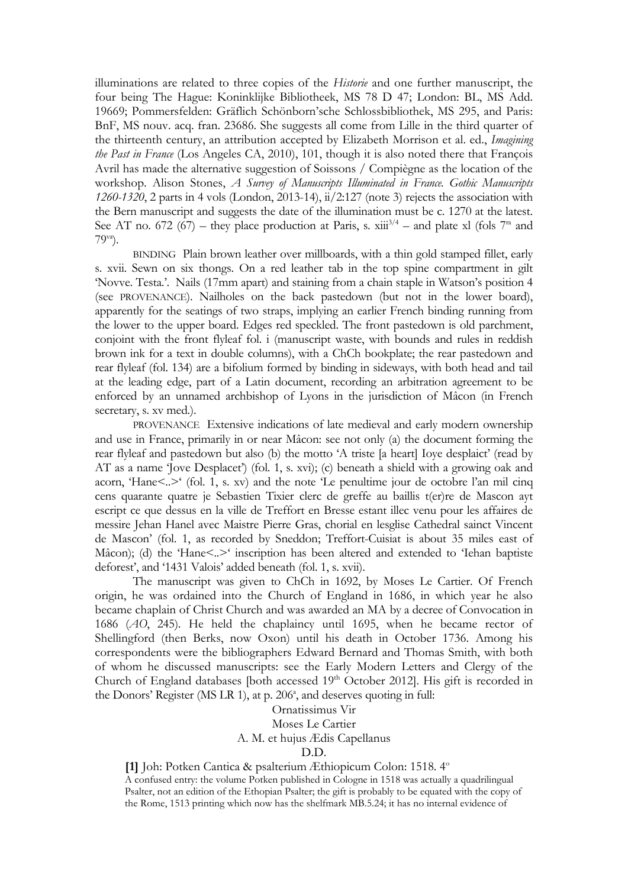illuminations are related to three copies of the *Historie* and one further manuscript, the four being The Hague: Koninklijke Bibliotheek, MS 78 D 47; London: BL, MS Add. 19669; Pommersfelden: Gräflich Schönborn'sche Schlossbibliothek, MS 295, and Paris: BnF, MS nouv. acq. fran. 23686. She suggests all come from Lille in the third quarter of the thirteenth century, an attribution accepted by Elizabeth Morrison et al. ed., *Imagining the Past in France* (Los Angeles CA, 2010), 101, though it is also noted there that François Avril has made the alternative suggestion of Soissons / Compiègne as the location of the workshop. Alison Stones, *A Survey of Manuscripts Illuminated in France. Gothic Manuscripts 1260-1320*, 2 parts in 4 vols (London, 2013-14), ii/2:127 (note 3) rejects the association with the Bern manuscript and suggests the date of the illumination must be c. 1270 at the latest. See AT no. 672 (67) – they place production at Paris, s. xiii$^{3/4}$ – and plate xl (fols 7$^{ra}$ and 79$^{va}$).

BINDING Plain brown leather over millboards, with a thin gold stamped fillet, early s. xvii. Sewn on six thongs. On a red leather tab in the top spine compartment in gilt 'Novve. Testa.'. Nails (17mm apart) and staining from a chain staple in Watson's position 4 (see PROVENANCE). Nailholes on the back pastedown (but not in the lower board), apparently for the seatings of two straps, implying an earlier French binding running from the lower to the upper board. Edges red speckled. The front pastedown is old parchment, conjoint with the front flyleaf fol. i (manuscript waste, with bounds and rules in reddish brown ink for a text in double columns), with a ChCh bookplate; the rear pastedown and rear flyleaf (fol. 134) are a bifolium formed by binding in sideways, with both head and tail at the leading edge, part of a Latin document, recording an arbitration agreement to be enforced by an unnamed archbishop of Lyons in the jurisdiction of Mâcon (in French secretary, s. xv med.).

PROVENANCE Extensive indications of late medieval and early modern ownership and use in France, primarily in or near Mâcon: see not only (a) the document forming the rear flyleaf and pastedown but also (b) the motto 'A triste [a heart] Ioye desplaict' (read by AT as a name 'Jove Desplacet') (fol. 1, s. xvi); (c) beneath a shield with a growing oak and acorn, 'Hane<..>' (fol. 1, s. xv) and the note 'Le penultime jour de octobre l'an mil cinq cens quarante quatre je Sebastien Tixier clerc de greffe au baillis t(er)re de Mascon ayt escript ce que dessus en la ville de Treffort en Bresse estant illec venu pour les affaires de messire Jehan Hanel avec Maistre Pierre Gras, chorial en lesglise Cathedral sainct Vincent de Mascon' (fol. 1, as recorded by Sneddon; Treffort-Cuisiat is about 35 miles east of Mâcon); (d) the 'Hane<..>' inscription has been altered and extended to 'Iehan baptiste deforest', and '1431 Valois' added beneath (fol. 1, s. xvii).

The manuscript was given to ChCh in 1692, by Moses Le Cartier. Of French origin, he was ordained into the Church of England in 1686, in which year he also became chaplain of Christ Church and was awarded an MA by a decree of Convocation in 1686 (*AO*, 245). He held the chaplaincy until 1695, when he became rector of Shellingford (then Berks, now Oxon) until his death in October 1736. Among his correspondents were the bibliographers Edward Bernard and Thomas Smith, with both of whom he discussed manuscripts: see the Early Modern Letters and Clergy of the Church of England databases [both accessed 19th October 2012]. His gift is recorded in the Donors' Register (MS LR 1), at p. 206$^{a}$, and deserves quoting in full:

Ornatissimus Vir
Moses Le Cartier
A. M. et hujus Ædis Capellanus
D.D.

**[1]** Joh: Potken Cantica & psalterium Æthiopicum Colon: 1518. 4$^{o}$
A confused entry: the volume Potken published in Cologne in 1518 was actually a quadrilingual Psalter, not an edition of the Ethopian Psalter; the gift is probably to be equated with the copy of the Rome, 1513 printing which now has the shelfmark MB.5.24; it has no internal evidence of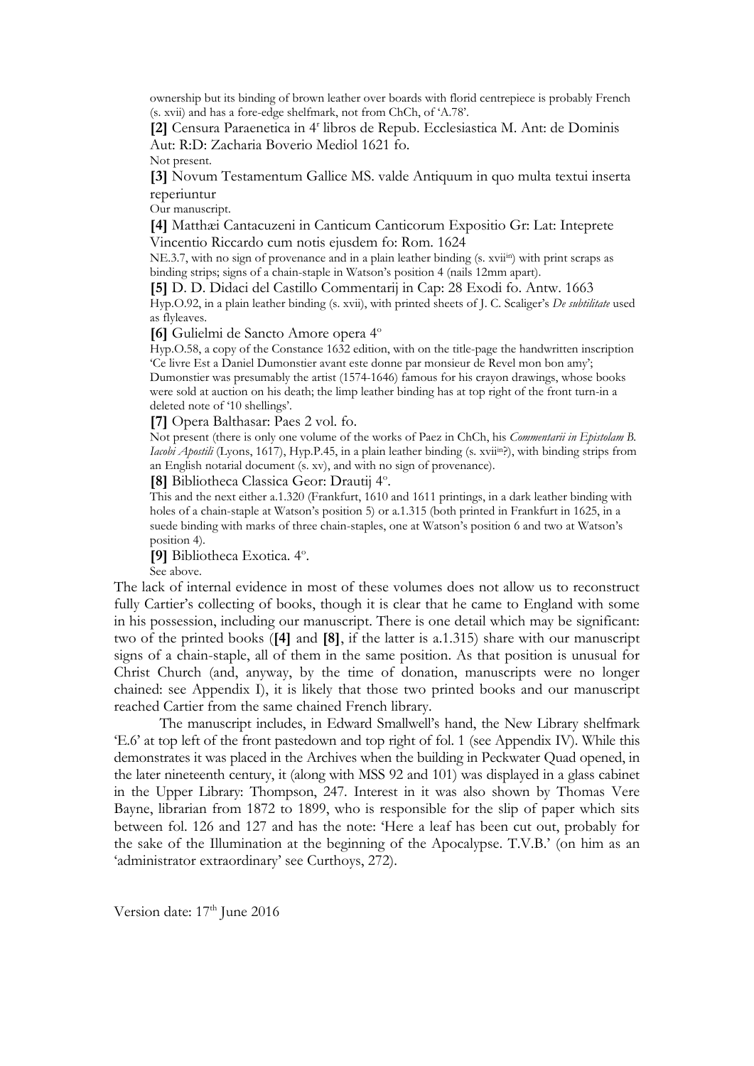ownership but its binding of brown leather over boards with florid centrepiece is probably French (s. xvii) and has a fore-edge shelfmark, not from ChCh, of 'A.78'.

**[2]** Censura Paraenetica in 4[r] libros de Repub. Ecclesiastica M. Ant: de Dominis Aut: R:D: Zacharia Boverio Mediol 1621 fo.

Not present.

**[3]** Novum Testamentum Gallice MS. valde Antiquum in quo multa textui inserta reperiuntur

Our manuscript.

**[4]** Matthæi Cantacuzeni in Canticum Canticorum Expositio Gr: Lat: Inteprete Vincentio Riccardo cum notis ejusdem fo: Rom. 1624

NE.3.7, with no sign of provenance and in a plain leather binding (s. xvii[in]) with print scraps as binding strips; signs of a chain-staple in Watson's position 4 (nails 12mm apart).

**[5]** D. D. Didaci del Castillo Commentarij in Cap: 28 Exodi fo. Antw. 1663

Hyp.O.92, in a plain leather binding (s. xvii), with printed sheets of J. C. Scaliger's *De subtilitate* used as flyleaves.

**[6]** Gulielmi de Sancto Amore opera 4[o]

Hyp.O.58, a copy of the Constance 1632 edition, with on the title-page the handwritten inscription 'Ce livre Est a Daniel Dumonstier avant este donne par monsieur de Revel mon bon amy'; Dumonstier was presumably the artist (1574-1646) famous for his crayon drawings, whose books were sold at auction on his death; the limp leather binding has at top right of the front turn-in a deleted note of '10 shellings'.

**[7]** Opera Balthasar: Paes 2 vol. fo.

Not present (there is only one volume of the works of Paez in ChCh, his *Commentarii in Epistolam B. Iacobi Apostili* (Lyons, 1617), Hyp.P.45, in a plain leather binding (s. xvii[in]?), with binding strips from an English notarial document (s. xv), and with no sign of provenance).

**[8]** Bibliotheca Classica Geor: Drautij 4[o].

This and the next either a.1.320 (Frankfurt, 1610 and 1611 printings, in a dark leather binding with holes of a chain-staple at Watson's position 5) or a.1.315 (both printed in Frankfurt in 1625, in a suede binding with marks of three chain-staples, one at Watson's position 6 and two at Watson's position 4).

**[9]** Bibliotheca Exotica. 4[o].

See above.

The lack of internal evidence in most of these volumes does not allow us to reconstruct fully Cartier's collecting of books, though it is clear that he came to England with some in his possession, including our manuscript. There is one detail which may be significant: two of the printed books (**[4]** and **[8]**, if the latter is a.1.315) share with our manuscript signs of a chain-staple, all of them in the same position. As that position is unusual for Christ Church (and, anyway, by the time of donation, manuscripts were no longer chained: see Appendix I), it is likely that those two printed books and our manuscript reached Cartier from the same chained French library.

The manuscript includes, in Edward Smallwell's hand, the New Library shelfmark 'E.6' at top left of the front pastedown and top right of fol. 1 (see Appendix IV). While this demonstrates it was placed in the Archives when the building in Peckwater Quad opened, in the later nineteenth century, it (along with MSS 92 and 101) was displayed in a glass cabinet in the Upper Library: Thompson, 247. Interest in it was also shown by Thomas Vere Bayne, librarian from 1872 to 1899, who is responsible for the slip of paper which sits between fol. 126 and 127 and has the note: 'Here a leaf has been cut out, probably for the sake of the Illumination at the beginning of the Apocalypse. T.V.B.' (on him as an 'administrator extraordinary' see Curthoys, 272).

Version date: 17[th] June 2016